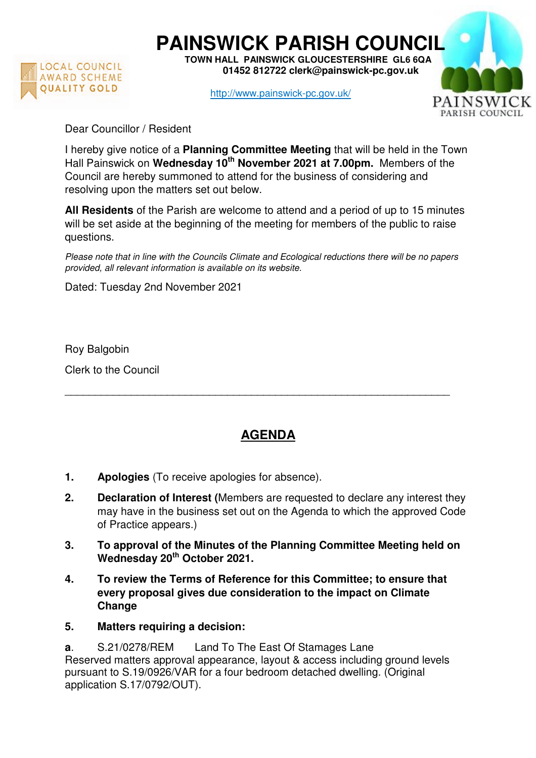# PAINSWICK PARISH COUNCIL

**TOWN HALL PAINSWICK GLOUCESTERSHIRE GL6 6QA**
**01452 812722 clerk@painswick-pc.gov.uk**

http://www.painswick-pc.gov.uk/

LOCAL COUNCIL AWARD SCHEME QUALITY GOLD

PAINSWICK PARISH COUNCIL

Dear Councillor / Resident

I hereby give notice of a **Planning Committee Meeting** that will be held in the Town Hall Painswick on **Wednesday 10th November 2021 at 7.00pm.** Members of the Council are hereby summoned to attend for the business of considering and resolving upon the matters set out below.

**All Residents** of the Parish are welcome to attend and a period of up to 15 minutes will be set aside at the beginning of the meeting for members of the public to raise questions.

*Please note that in line with the Councils Climate and Ecological reductions there will be no papers provided, all relevant information is available on its website.*

Dated: Tuesday 2nd November 2021

Roy Balgobin

Clerk to the Council

---

## AGENDA

1. **Apologies** (To receive apologies for absence).
2. **Declaration of Interest (**Members are requested to declare any interest they may have in the business set out on the Agenda to which the approved Code of Practice appears.)
3. **To approval of the Minutes of the Planning Committee Meeting held on Wednesday 20th October 2021.**
4. **To review the Terms of Reference for this Committee; to ensure that every proposal gives due consideration to the impact on Climate Change**
5. **Matters requiring a decision:**

**a**. S.21/0278/REM Land To The East Of Stamages Lane
Reserved matters approval appearance, layout & access including ground levels pursuant to S.19/0926/VAR for a four bedroom detached dwelling. (Original application S.17/0792/OUT).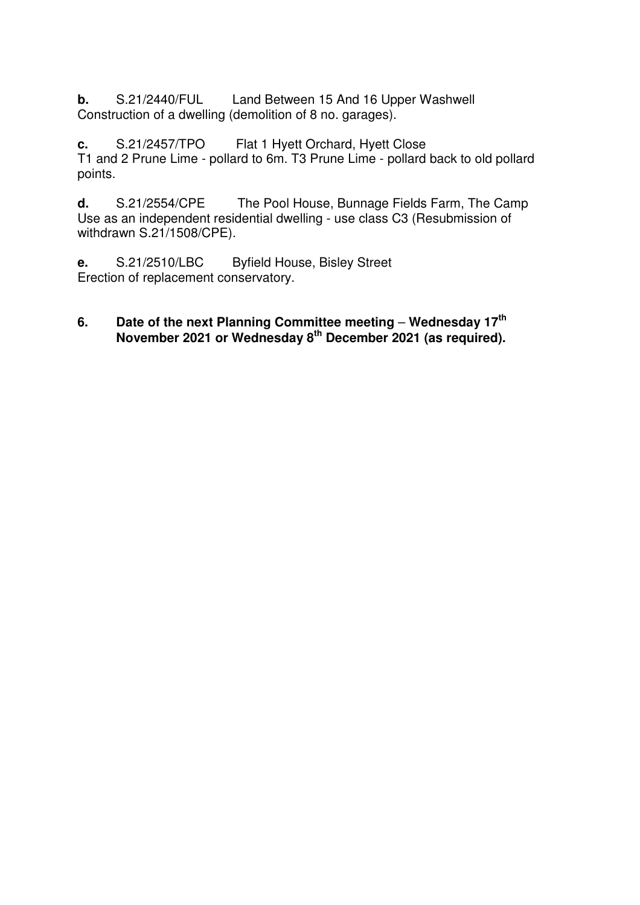**b.** S.21/2440/FUL Land Between 15 And 16 Upper Washwell
Construction of a dwelling (demolition of 8 no. garages).

**c.** S.21/2457/TPO Flat 1 Hyett Orchard, Hyett Close
T1 and 2 Prune Lime - pollard to 6m. T3 Prune Lime - pollard back to old pollard points.

**d.** S.21/2554/CPE The Pool House, Bunnage Fields Farm, The Camp
Use as an independent residential dwelling - use class C3 (Resubmission of withdrawn S.21/1508/CPE).

**e.** S.21/2510/LBC Byfield House, Bisley Street
Erection of replacement conservatory.

**6. Date of the next Planning Committee meeting – Wednesday 17th November 2021 or Wednesday 8th December 2021 (as required).**